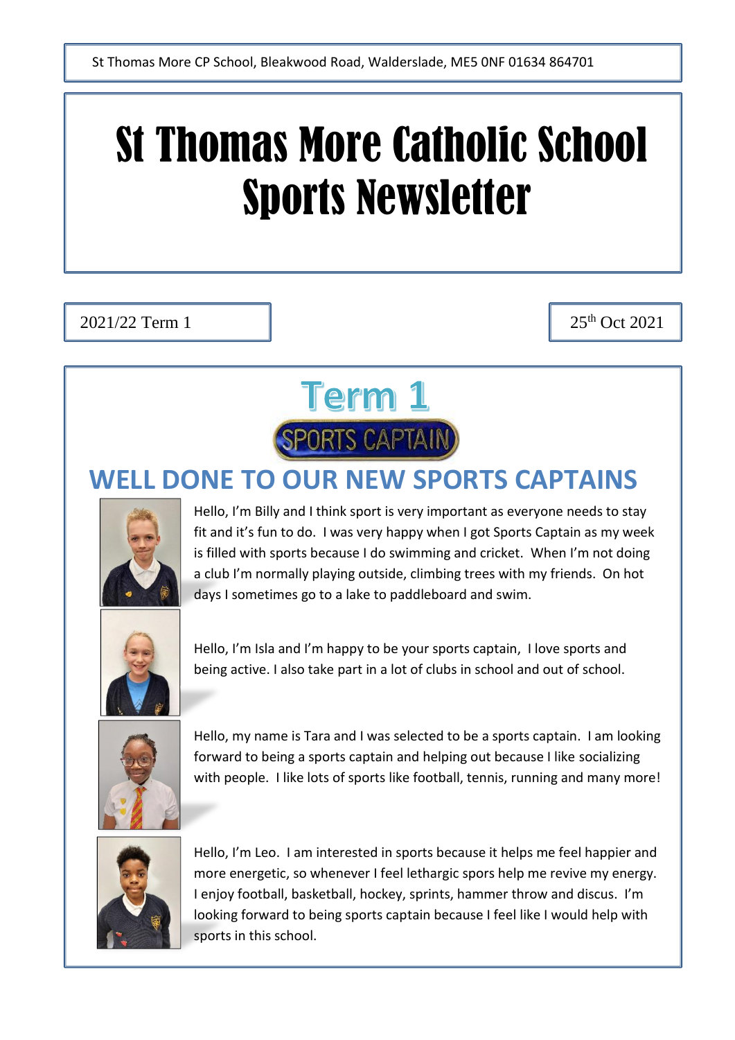St Thomas More CP School, Bleakwood Road, Walderslade, ME5 0NF 01634 864701

# St Thomas More Catholic School Sports Newsletter

2021/22 Term 1

25th Oct 2021

## Term 1

SPORTS CAPTAIN

## WELL DONE TO OUR NEW SPORTS CAPTAINS

Hello, I'm Billy and I think sport is very important as everyone needs to stay fit and it's fun to do. I was very happy when I got Sports Captain as my week is filled with sports because I do swimming and cricket. When I'm not doing a club I'm normally playing outside, climbing trees with my friends. On hot days I sometimes go to a lake to paddleboard and swim.

Hello, I'm Isla and I'm happy to be your sports captain, I love sports and being active. I also take part in a lot of clubs in school and out of school.

Hello, my name is Tara and I was selected to be a sports captain. I am looking forward to being a sports captain and helping out because I like socializing with people. I like lots of sports like football, tennis, running and many more!

Hello, I'm Leo. I am interested in sports because it helps me feel happier and more energetic, so whenever I feel lethargic spors help me revive my energy. I enjoy football, basketball, hockey, sprints, hammer throw and discus. I'm looking forward to being sports captain because I feel like I would help with sports in this school.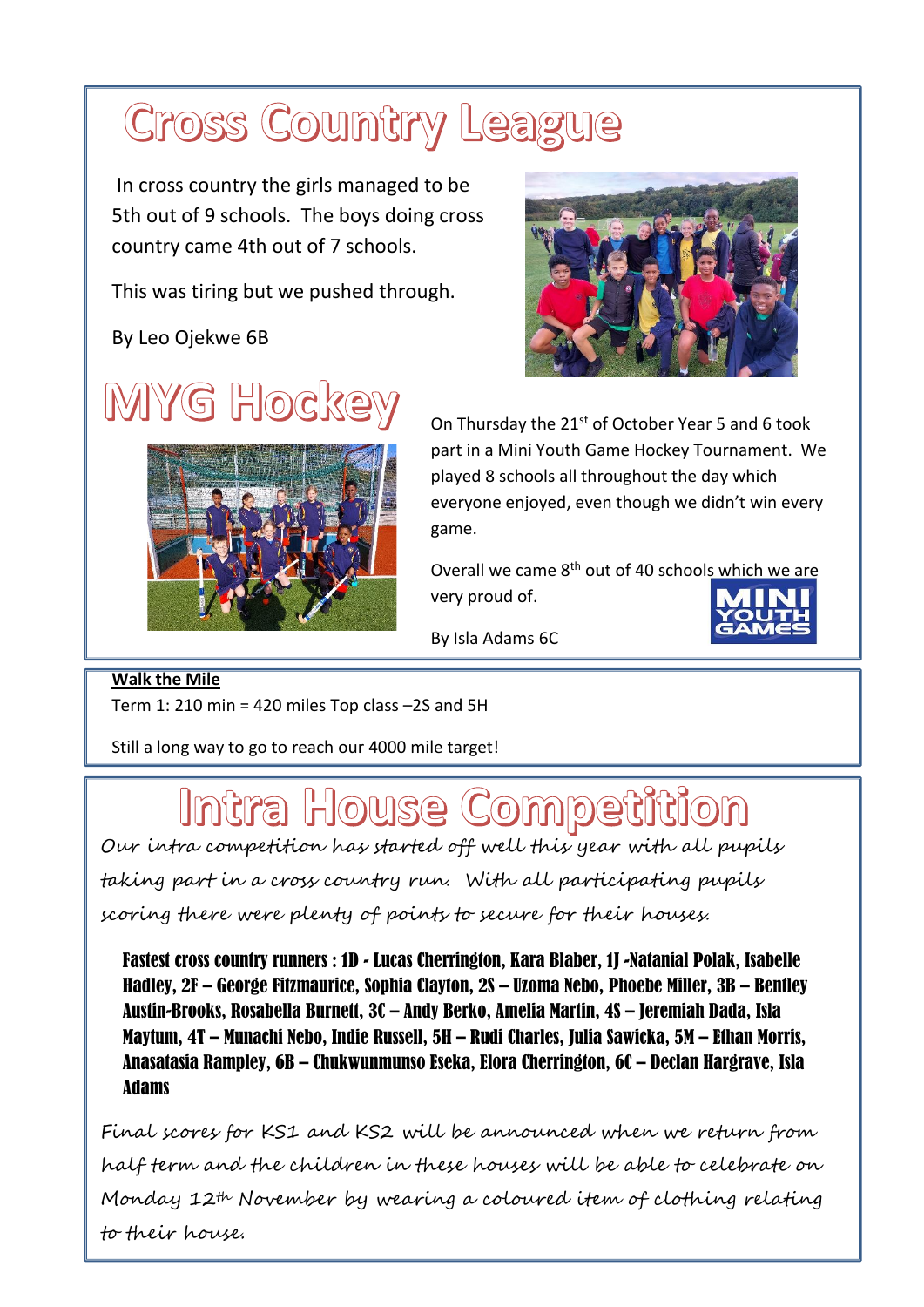# Cross Country League

In cross country the girls managed to be 5th out of 9 schools. The boys doing cross country came 4th out of 7 schools.

This was tiring but we pushed through.

By Leo Ojekwe 6B

# MYG Hockey

On Thursday the 21st of October Year 5 and 6 took part in a Mini Youth Game Hockey Tournament. We played 8 schools all throughout the day which everyone enjoyed, even though we didn't win every game.

Overall we came 8th out of 40 schools which we are very proud of.

By Isla Adams 6C

**Walk the Mile**

Term 1: 210 min = 420 miles Top class –2S and 5H

Still a long way to go to reach our 4000 mile target!

# Intra House Competition

*Our intra competition has started off well this year with all pupils taking part in a cross country run. With all participating pupils scoring there were plenty of points to secure for their houses.*

**Fastest cross country runners : 1D - Lucas Cherrington, Kara Blaber, 1J -Natanial Polak, Isabelle Hadley, 2F – George Fitzmaurice, Sophia Clayton, 2S – Uzoma Nebo, Phoebe Miller, 3B – Bentley Austin-Brooks, Rosabella Burnett, 3C – Andy Berko, Amelia Martin, 4S – Jeremiah Dada, Isla Maytum, 4T – Munachi Nebo, Indie Russell, 5H – Rudi Charles, Julia Sawicka, 5M – Ethan Morris, Anasatasia Rampley, 6B – Chukwunmunso Eseka, Elora Cherrington, 6C – Declan Hargrave, Isla Adams**

*Final scores for KS1 and KS2 will be announced when we return from half term and the children in these houses will be able to celebrate on Monday 12th November by wearing a coloured item of clothing relating to their house.*